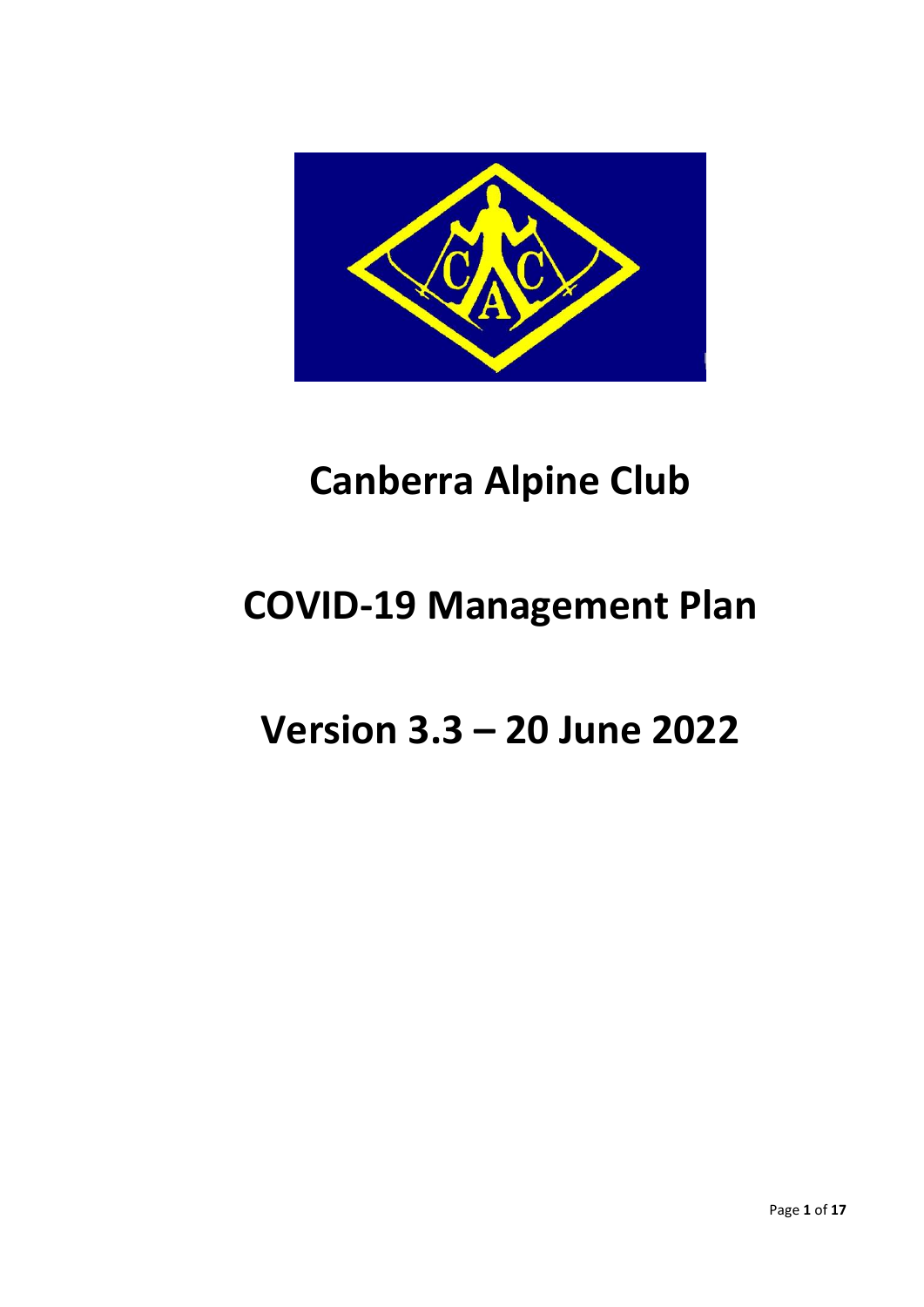# Canberra Alpine Club

# COVID-19 Management Plan

# Version 3.3 – 20 June 2022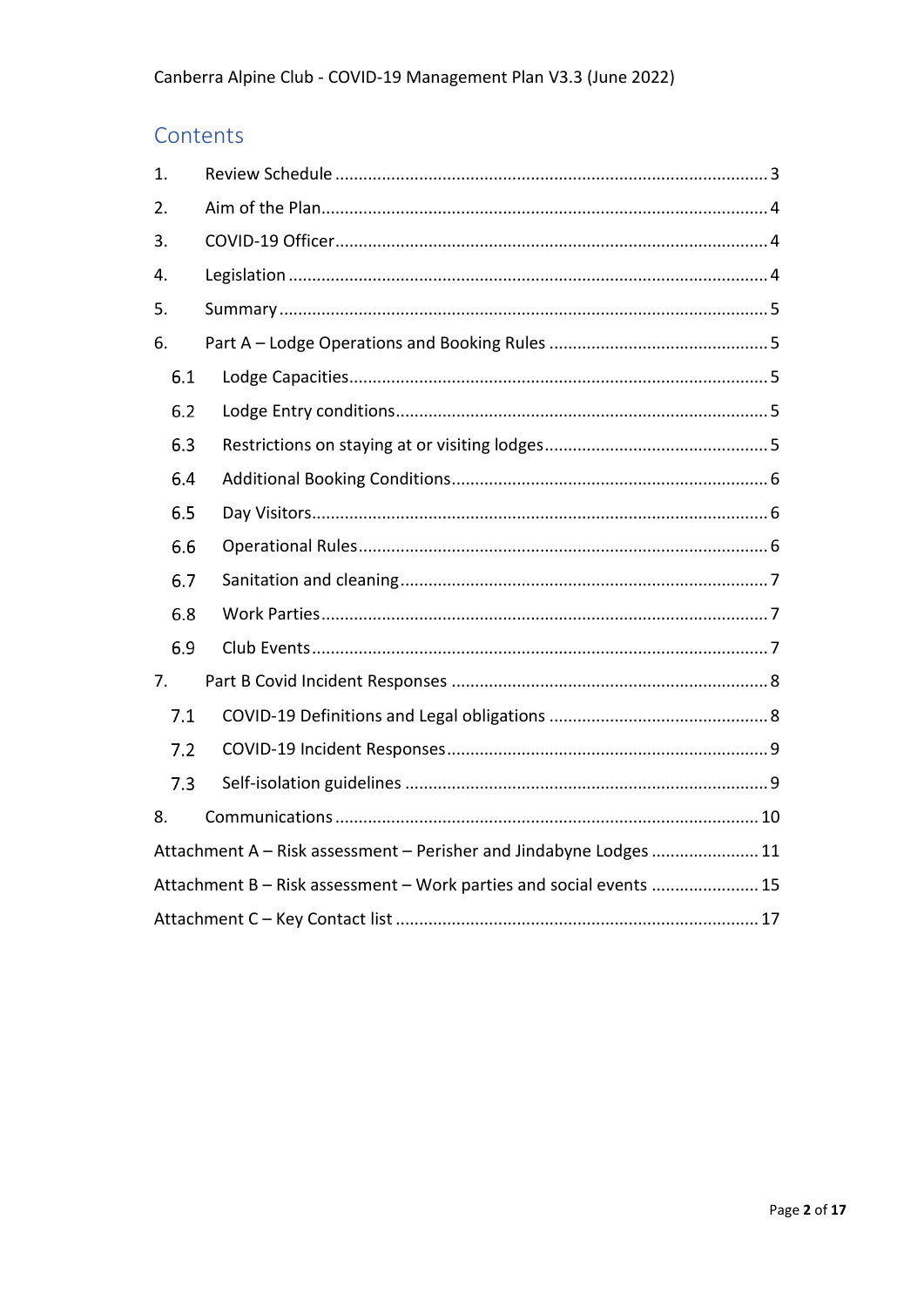# Contents

1. Review Schedule ........ 3
2. Aim of the Plan ........ 4
3. COVID-19 Officer ........ 4
4. Legislation ........ 4
5. Summary ........ 5
6. Part A – Lodge Operations and Booking Rules ........ 5
   - 6.1 Lodge Capacities ........ 5
   - 6.2 Lodge Entry conditions ........ 5
   - 6.3 Restrictions on staying at or visiting lodges ........ 5
   - 6.4 Additional Booking Conditions ........ 6
   - 6.5 Day Visitors ........ 6
   - 6.6 Operational Rules ........ 6
   - 6.7 Sanitation and cleaning ........ 7
   - 6.8 Work Parties ........ 7
   - 6.9 Club Events ........ 7
7. Part B Covid Incident Responses ........ 8
   - 7.1 COVID-19 Definitions and Legal obligations ........ 8
   - 7.2 COVID-19 Incident Responses ........ 9
   - 7.3 Self-isolation guidelines ........ 9
8. Communications ........ 10

Attachment A – Risk assessment – Perisher and Jindabyne Lodges ........ 11

Attachment B – Risk assessment – Work parties and social events ........ 15

Attachment C – Key Contact list ........ 17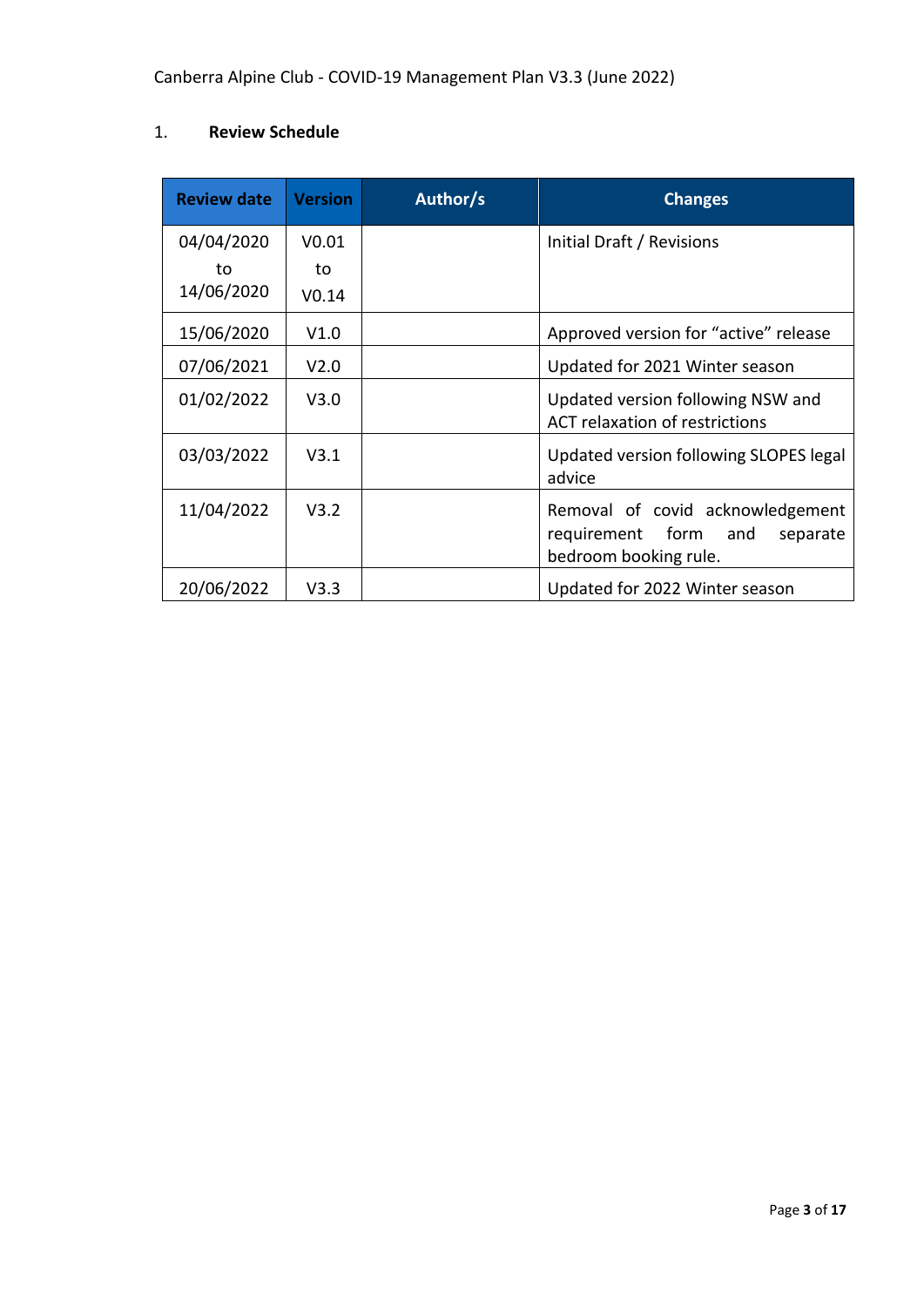## 1. Review Schedule

| Review date | Version | Author/s | Changes |
|---|---|---|---|
| 04/04/2020 to 14/06/2020 | V0.01 to V0.14 | | Initial Draft / Revisions |
| 15/06/2020 | V1.0 | | Approved version for "active" release |
| 07/06/2021 | V2.0 | | Updated for 2021 Winter season |
| 01/02/2022 | V3.0 | | Updated version following NSW and ACT relaxation of restrictions |
| 03/03/2022 | V3.1 | | Updated version following SLOPES legal advice |
| 11/04/2022 | V3.2 | | Removal of covid acknowledgement requirement form and separate bedroom booking rule. |
| 20/06/2022 | V3.3 | | Updated for 2022 Winter season |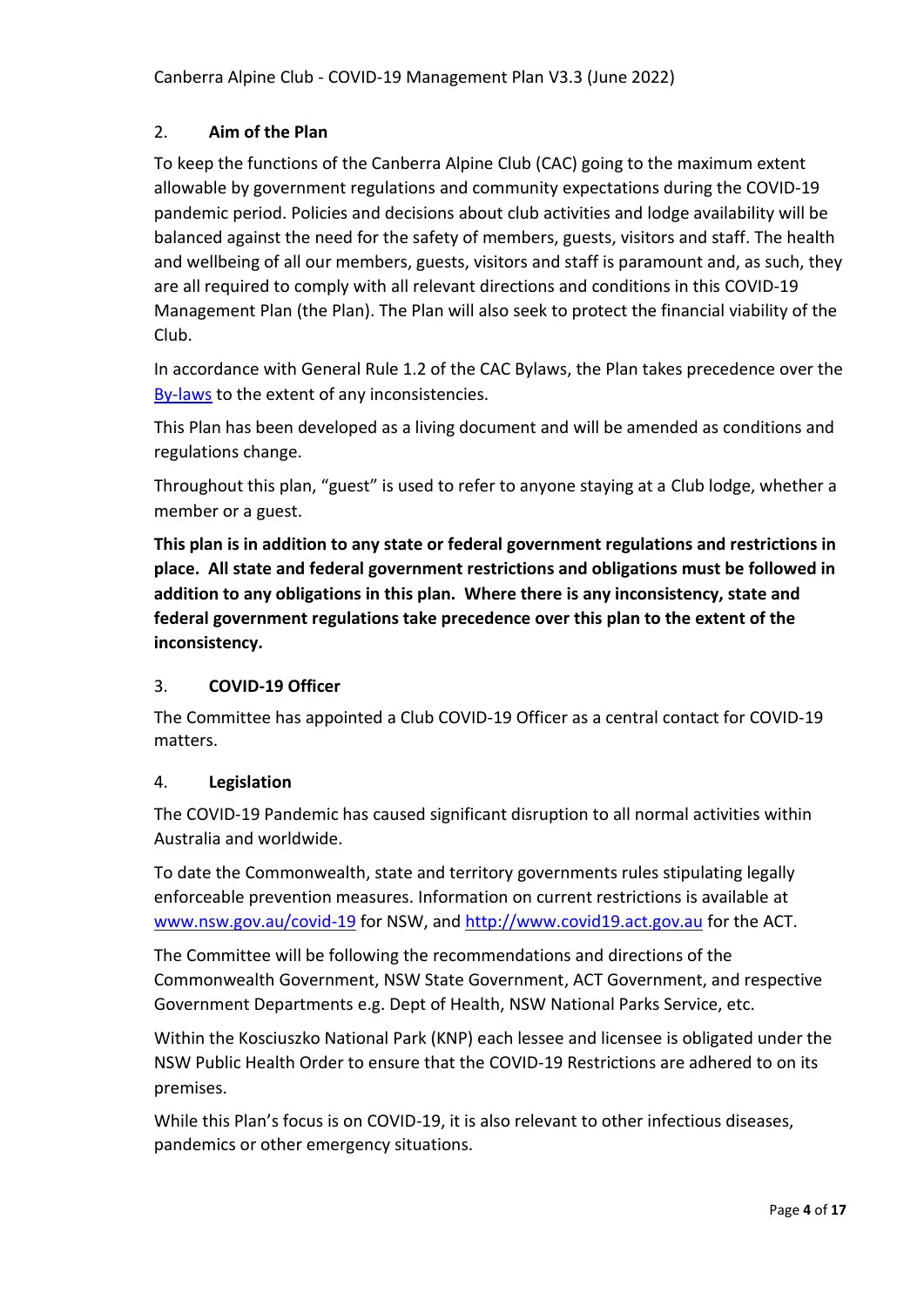## 2. Aim of the Plan

To keep the functions of the Canberra Alpine Club (CAC) going to the maximum extent allowable by government regulations and community expectations during the COVID-19 pandemic period. Policies and decisions about club activities and lodge availability will be balanced against the need for the safety of members, guests, visitors and staff. The health and wellbeing of all our members, guests, visitors and staff is paramount and, as such, they are all required to comply with all relevant directions and conditions in this COVID-19 Management Plan (the Plan). The Plan will also seek to protect the financial viability of the Club.

In accordance with General Rule 1.2 of the CAC Bylaws, the Plan takes precedence over the [By-laws](By-laws) to the extent of any inconsistencies.

This Plan has been developed as a living document and will be amended as conditions and regulations change.

Throughout this plan, "guest" is used to refer to anyone staying at a Club lodge, whether a member or a guest.

**This plan is in addition to any state or federal government regulations and restrictions in place. All state and federal government restrictions and obligations must be followed in addition to any obligations in this plan. Where there is any inconsistency, state and federal government regulations take precedence over this plan to the extent of the inconsistency.**

## 3. COVID-19 Officer

The Committee has appointed a Club COVID-19 Officer as a central contact for COVID-19 matters.

## 4. Legislation

The COVID-19 Pandemic has caused significant disruption to all normal activities within Australia and worldwide.

To date the Commonwealth, state and territory governments rules stipulating legally enforceable prevention measures. Information on current restrictions is available at [www.nsw.gov.au/covid-19](www.nsw.gov.au/covid-19) for NSW, and [http://www.covid19.act.gov.au](http://www.covid19.act.gov.au) for the ACT.

The Committee will be following the recommendations and directions of the Commonwealth Government, NSW State Government, ACT Government, and respective Government Departments e.g. Dept of Health, NSW National Parks Service, etc.

Within the Kosciuszko National Park (KNP) each lessee and licensee is obligated under the NSW Public Health Order to ensure that the COVID-19 Restrictions are adhered to on its premises.

While this Plan's focus is on COVID-19, it is also relevant to other infectious diseases, pandemics or other emergency situations.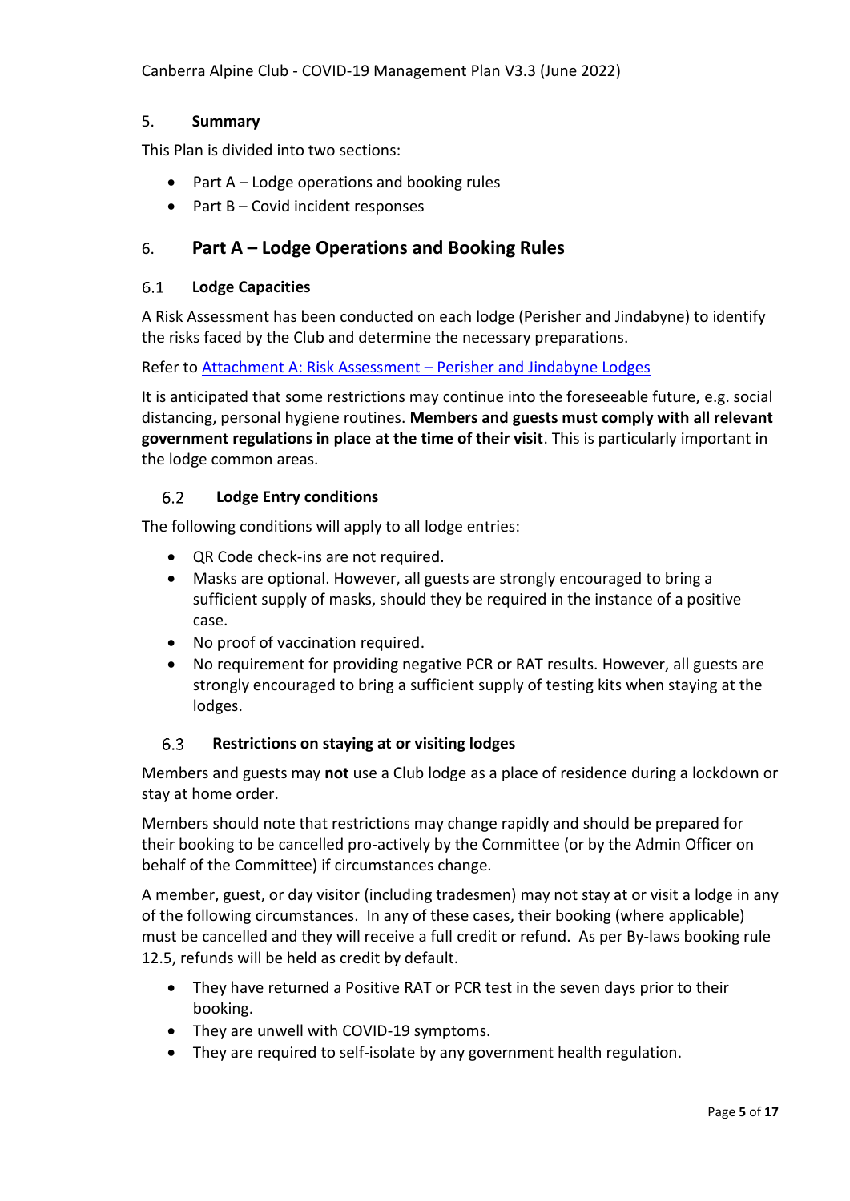## 5. Summary

This Plan is divided into two sections:

- Part A – Lodge operations and booking rules
- Part B – Covid incident responses

# 6. Part A – Lodge Operations and Booking Rules

### 6.1 Lodge Capacities

A Risk Assessment has been conducted on each lodge (Perisher and Jindabyne) to identify the risks faced by the Club and determine the necessary preparations.

Refer to [Attachment A: Risk Assessment – Perisher and Jindabyne Lodges]

It is anticipated that some restrictions may continue into the foreseeable future, e.g. social distancing, personal hygiene routines. **Members and guests must comply with all relevant government regulations in place at the time of their visit**. This is particularly important in the lodge common areas.

### 6.2 Lodge Entry conditions

The following conditions will apply to all lodge entries:

- QR Code check-ins are not required.
- Masks are optional. However, all guests are strongly encouraged to bring a sufficient supply of masks, should they be required in the instance of a positive case.
- No proof of vaccination required.
- No requirement for providing negative PCR or RAT results. However, all guests are strongly encouraged to bring a sufficient supply of testing kits when staying at the lodges.

### 6.3 Restrictions on staying at or visiting lodges

Members and guests may **not** use a Club lodge as a place of residence during a lockdown or stay at home order.

Members should note that restrictions may change rapidly and should be prepared for their booking to be cancelled pro-actively by the Committee (or by the Admin Officer on behalf of the Committee) if circumstances change.

A member, guest, or day visitor (including tradesmen) may not stay at or visit a lodge in any of the following circumstances. In any of these cases, their booking (where applicable) must be cancelled and they will receive a full credit or refund. As per By-laws booking rule 12.5, refunds will be held as credit by default.

- They have returned a Positive RAT or PCR test in the seven days prior to their booking.
- They are unwell with COVID-19 symptoms.
- They are required to self-isolate by any government health regulation.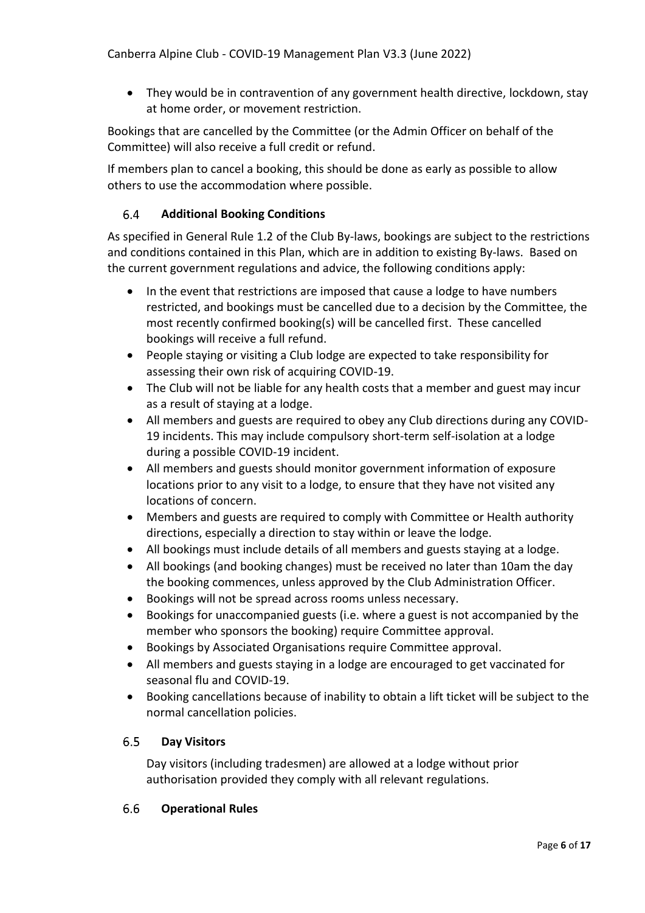- They would be in contravention of any government health directive, lockdown, stay at home order, or movement restriction.

Bookings that are cancelled by the Committee (or the Admin Officer on behalf of the Committee) will also receive a full credit or refund.

If members plan to cancel a booking, this should be done as early as possible to allow others to use the accommodation where possible.

### 6.4 Additional Booking Conditions

As specified in General Rule 1.2 of the Club By-laws, bookings are subject to the restrictions and conditions contained in this Plan, which are in addition to existing By-laws. Based on the current government regulations and advice, the following conditions apply:

- In the event that restrictions are imposed that cause a lodge to have numbers restricted, and bookings must be cancelled due to a decision by the Committee, the most recently confirmed booking(s) will be cancelled first. These cancelled bookings will receive a full refund.
- People staying or visiting a Club lodge are expected to take responsibility for assessing their own risk of acquiring COVID-19.
- The Club will not be liable for any health costs that a member and guest may incur as a result of staying at a lodge.
- All members and guests are required to obey any Club directions during any COVID-19 incidents. This may include compulsory short-term self-isolation at a lodge during a possible COVID-19 incident.
- All members and guests should monitor government information of exposure locations prior to any visit to a lodge, to ensure that they have not visited any locations of concern.
- Members and guests are required to comply with Committee or Health authority directions, especially a direction to stay within or leave the lodge.
- All bookings must include details of all members and guests staying at a lodge.
- All bookings (and booking changes) must be received no later than 10am the day the booking commences, unless approved by the Club Administration Officer.
- Bookings will not be spread across rooms unless necessary.
- Bookings for unaccompanied guests (i.e. where a guest is not accompanied by the member who sponsors the booking) require Committee approval.
- Bookings by Associated Organisations require Committee approval.
- All members and guests staying in a lodge are encouraged to get vaccinated for seasonal flu and COVID-19.
- Booking cancellations because of inability to obtain a lift ticket will be subject to the normal cancellation policies.

### 6.5 Day Visitors

Day visitors (including tradesmen) are allowed at a lodge without prior authorisation provided they comply with all relevant regulations.

### 6.6 Operational Rules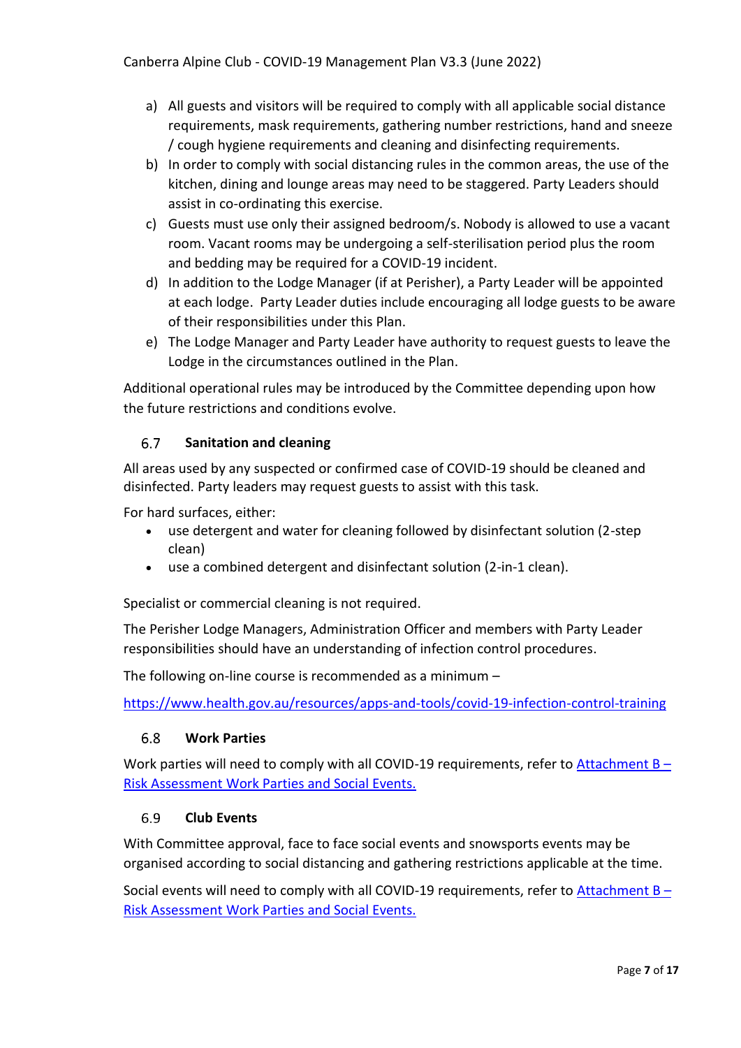a) All guests and visitors will be required to comply with all applicable social distance requirements, mask requirements, gathering number restrictions, hand and sneeze / cough hygiene requirements and cleaning and disinfecting requirements.
b) In order to comply with social distancing rules in the common areas, the use of the kitchen, dining and lounge areas may need to be staggered. Party Leaders should assist in co-ordinating this exercise.
c) Guests must use only their assigned bedroom/s. Nobody is allowed to use a vacant room. Vacant rooms may be undergoing a self-sterilisation period plus the room and bedding may be required for a COVID-19 incident.
d) In addition to the Lodge Manager (if at Perisher), a Party Leader will be appointed at each lodge. Party Leader duties include encouraging all lodge guests to be aware of their responsibilities under this Plan.
e) The Lodge Manager and Party Leader have authority to request guests to leave the Lodge in the circumstances outlined in the Plan.

Additional operational rules may be introduced by the Committee depending upon how the future restrictions and conditions evolve.

### 6.7 Sanitation and cleaning

All areas used by any suspected or confirmed case of COVID-19 should be cleaned and disinfected. Party leaders may request guests to assist with this task.

For hard surfaces, either:

- use detergent and water for cleaning followed by disinfectant solution (2-step clean)
- use a combined detergent and disinfectant solution (2-in-1 clean).

Specialist or commercial cleaning is not required.

The Perisher Lodge Managers, Administration Officer and members with Party Leader responsibilities should have an understanding of infection control procedures.

The following on-line course is recommended as a minimum –

[https://www.health.gov.au/resources/apps-and-tools/covid-19-infection-control-training](https://www.health.gov.au/resources/apps-and-tools/covid-19-infection-control-training)

### 6.8 Work Parties

Work parties will need to comply with all COVID-19 requirements, refer to Attachment B – Risk Assessment Work Parties and Social Events.

### 6.9 Club Events

With Committee approval, face to face social events and snowsports events may be organised according to social distancing and gathering restrictions applicable at the time.

Social events will need to comply with all COVID-19 requirements, refer to Attachment B – Risk Assessment Work Parties and Social Events.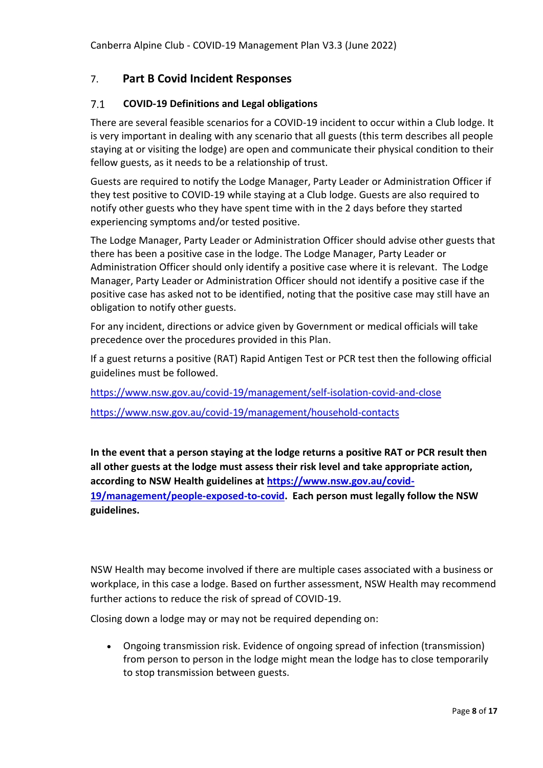## 7. Part B Covid Incident Responses

### 7.1 COVID-19 Definitions and Legal obligations

There are several feasible scenarios for a COVID-19 incident to occur within a Club lodge. It is very important in dealing with any scenario that all guests (this term describes all people staying at or visiting the lodge) are open and communicate their physical condition to their fellow guests, as it needs to be a relationship of trust.

Guests are required to notify the Lodge Manager, Party Leader or Administration Officer if they test positive to COVID-19 while staying at a Club lodge. Guests are also required to notify other guests who they have spent time with in the 2 days before they started experiencing symptoms and/or tested positive.

The Lodge Manager, Party Leader or Administration Officer should advise other guests that there has been a positive case in the lodge. The Lodge Manager, Party Leader or Administration Officer should only identify a positive case where it is relevant. The Lodge Manager, Party Leader or Administration Officer should not identify a positive case if the positive case has asked not to be identified, noting that the positive case may still have an obligation to notify other guests.

For any incident, directions or advice given by Government or medical officials will take precedence over the procedures provided in this Plan.

If a guest returns a positive (RAT) Rapid Antigen Test or PCR test then the following official guidelines must be followed.

https://www.nsw.gov.au/covid-19/management/self-isolation-covid-and-close

https://www.nsw.gov.au/covid-19/management/household-contacts

**In the event that a person staying at the lodge returns a positive RAT or PCR result then all other guests at the lodge must assess their risk level and take appropriate action, according to NSW Health guidelines at https://www.nsw.gov.au/covid-19/management/people-exposed-to-covid. Each person must legally follow the NSW guidelines.**

NSW Health may become involved if there are multiple cases associated with a business or workplace, in this case a lodge. Based on further assessment, NSW Health may recommend further actions to reduce the risk of spread of COVID-19.

Closing down a lodge may or may not be required depending on:

- Ongoing transmission risk. Evidence of ongoing spread of infection (transmission) from person to person in the lodge might mean the lodge has to close temporarily to stop transmission between guests.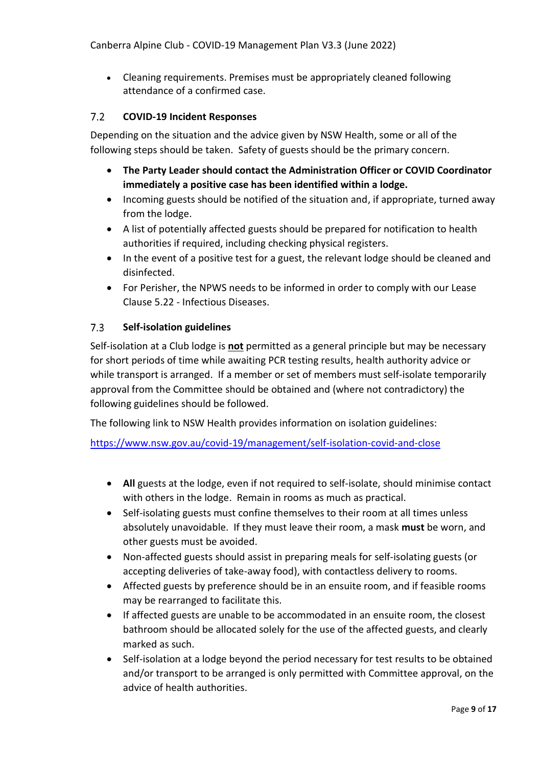- Cleaning requirements. Premises must be appropriately cleaned following attendance of a confirmed case.

### 7.2 COVID-19 Incident Responses

Depending on the situation and the advice given by NSW Health, some or all of the following steps should be taken. Safety of guests should be the primary concern.

- **The Party Leader should contact the Administration Officer or COVID Coordinator immediately a positive case has been identified within a lodge.**
- Incoming guests should be notified of the situation and, if appropriate, turned away from the lodge.
- A list of potentially affected guests should be prepared for notification to health authorities if required, including checking physical registers.
- In the event of a positive test for a guest, the relevant lodge should be cleaned and disinfected.
- For Perisher, the NPWS needs to be informed in order to comply with our Lease Clause 5.22 - Infectious Diseases.

### 7.3 Self-isolation guidelines

Self-isolation at a Club lodge is **not** permitted as a general principle but may be necessary for short periods of time while awaiting PCR testing results, health authority advice or while transport is arranged. If a member or set of members must self-isolate temporarily approval from the Committee should be obtained and (where not contradictory) the following guidelines should be followed.

The following link to NSW Health provides information on isolation guidelines:

https://www.nsw.gov.au/covid-19/management/self-isolation-covid-and-close

- **All** guests at the lodge, even if not required to self-isolate, should minimise contact with others in the lodge. Remain in rooms as much as practical.
- Self-isolating guests must confine themselves to their room at all times unless absolutely unavoidable. If they must leave their room, a mask **must** be worn, and other guests must be avoided.
- Non-affected guests should assist in preparing meals for self-isolating guests (or accepting deliveries of take-away food), with contactless delivery to rooms.
- Affected guests by preference should be in an ensuite room, and if feasible rooms may be rearranged to facilitate this.
- If affected guests are unable to be accommodated in an ensuite room, the closest bathroom should be allocated solely for the use of the affected guests, and clearly marked as such.
- Self-isolation at a lodge beyond the period necessary for test results to be obtained and/or transport to be arranged is only permitted with Committee approval, on the advice of health authorities.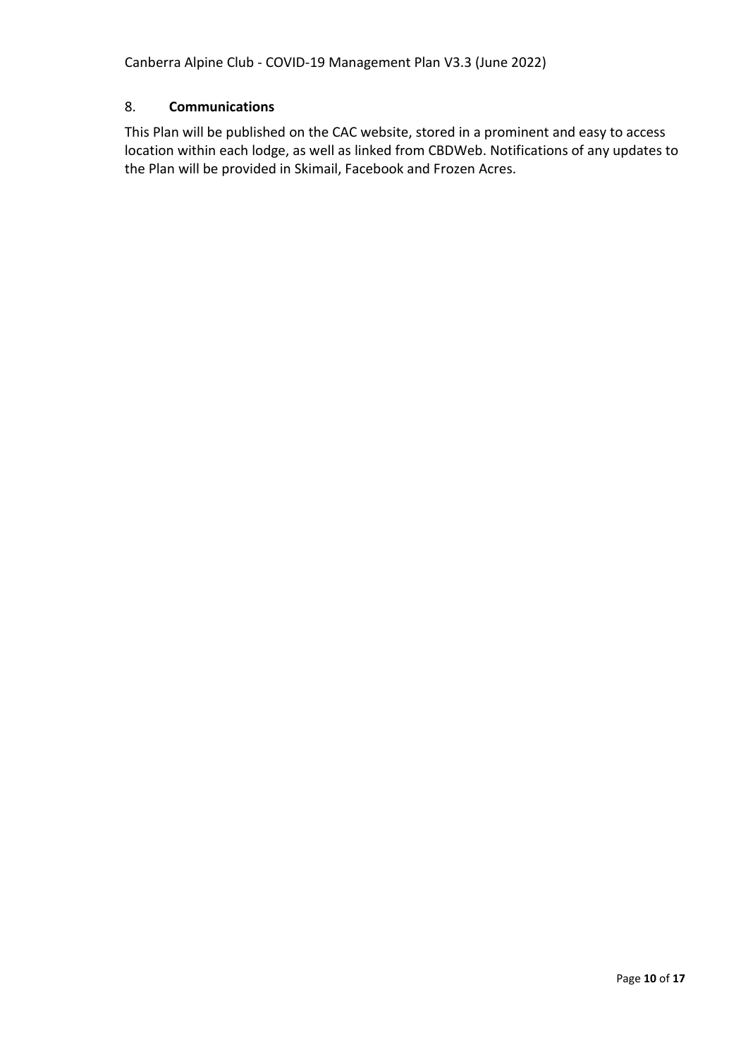## 8. **Communications**

This Plan will be published on the CAC website, stored in a prominent and easy to access location within each lodge, as well as linked from CBDWeb. Notifications of any updates to the Plan will be provided in Skimail, Facebook and Frozen Acres.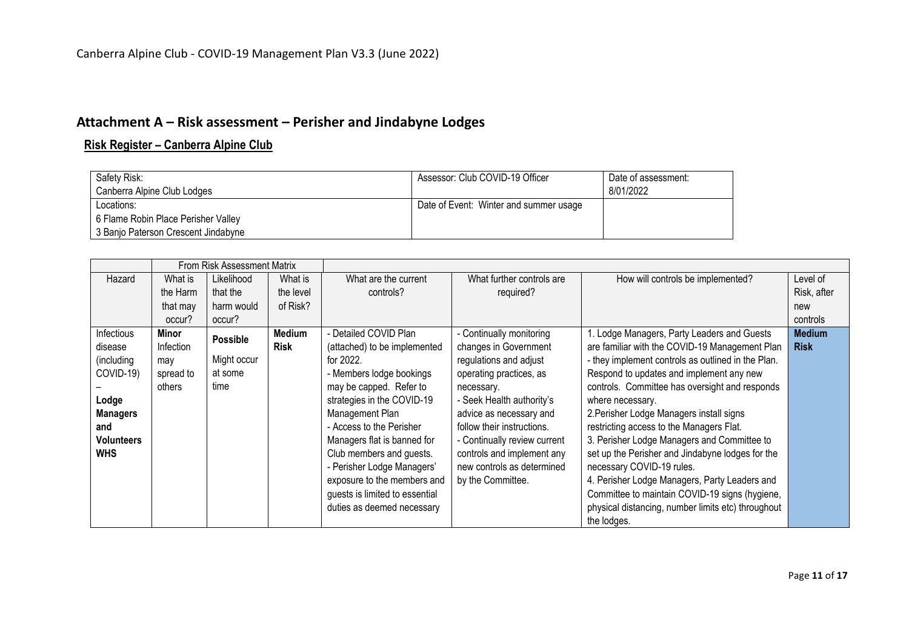# Attachment A – Risk assessment – Perisher and Jindabyne Lodges

## Risk Register – Canberra Alpine Club

| Safety Risk: Canberra Alpine Club Lodges | Assessor: Club COVID-19 Officer | Date of assessment: 8/01/2022 |
|---|---|---|
| Locations: 6 Flame Robin Place Perisher Valley 3 Banjo Paterson Crescent Jindabyne | Date of Event: Winter and summer usage | |

| | From Risk Assessment Matrix | | | | | | |
|---|---|---|---|---|---|---|---|
| Hazard | What is the Harm that may occur? | Likelihood that the harm would occur? | What is the level of Risk? | What are the current controls? | What further controls are required? | How will controls be implemented? | Level of Risk, after new controls |
| Infectious disease (including COVID-19) – **Lodge Managers and Volunteers WHS** | **Minor** Infection may spread to others | **Possible** Might occur at some time | **Medium Risk** | - Detailed COVID Plan (attached) to be implemented for 2022.<br>- Members lodge bookings may be capped. Refer to strategies in the COVID-19 Management Plan<br>- Access to the Perisher Managers flat is banned for Club members and guests.<br>- Perisher Lodge Managers' exposure to the members and guests is limited to essential duties as deemed necessary | - Continually monitoring changes in Government regulations and adjust operating practices, as necessary.<br>- Seek Health authority's advice as necessary and follow their instructions.<br>- Continually review current controls and implement any new controls as determined by the Committee. | 1. Lodge Managers, Party Leaders and Guests are familiar with the COVID-19 Management Plan - they implement controls as outlined in the Plan. Respond to updates and implement any new controls. Committee has oversight and responds where necessary.<br>2.Perisher Lodge Managers install signs restricting access to the Managers Flat.<br>3. Perisher Lodge Managers and Committee to set up the Perisher and Jindabyne lodges for the necessary COVID-19 rules.<br>4. Perisher Lodge Managers, Party Leaders and Committee to maintain COVID-19 signs (hygiene, physical distancing, number limits etc) throughout the lodges. | **Medium Risk** |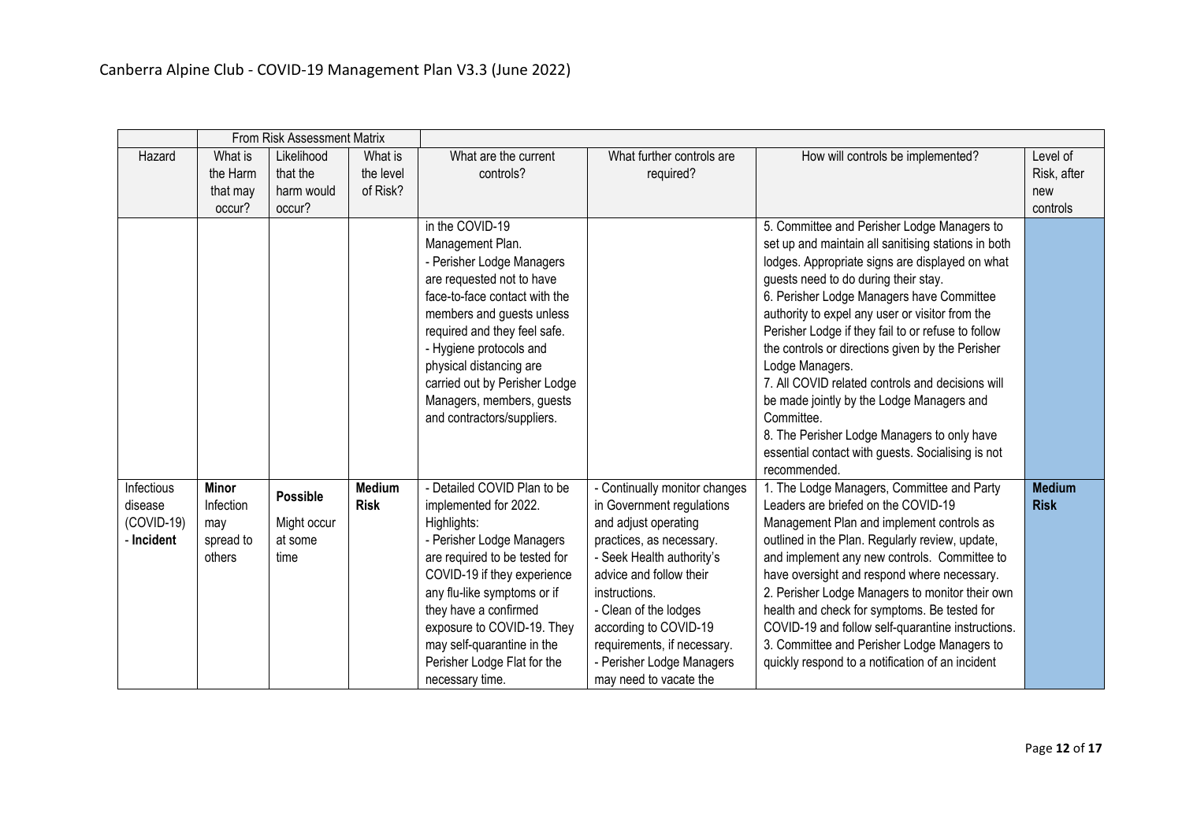| | From Risk Assessment Matrix | | | | | | |
|---|---|---|---|---|---|---|---|
| Hazard | What is the Harm that may occur? | Likelihood that the harm would occur? | What is the level of Risk? | What are the current controls? | What further controls are required? | How will controls be implemented? | Level of Risk, after new controls |
| | | | | in the COVID-19 Management Plan.<br>- Perisher Lodge Managers are requested not to have face-to-face contact with the members and guests unless required and they feel safe.<br>- Hygiene protocols and physical distancing are carried out by Perisher Lodge Managers, members, guests and contractors/suppliers. | | 5. Committee and Perisher Lodge Managers to set up and maintain all sanitising stations in both lodges. Appropriate signs are displayed on what guests need to do during their stay.<br>6. Perisher Lodge Managers have Committee authority to expel any user or visitor from the Perisher Lodge if they fail to or refuse to follow the controls or directions given by the Perisher Lodge Managers.<br>7. All COVID related controls and decisions will be made jointly by the Lodge Managers and Committee.<br>8. The Perisher Lodge Managers to only have essential contact with guests. Socialising is not recommended. | |
| Infectious disease (COVID-19) - **Incident** | **Minor** Infection may spread to others | **Possible** Might occur at some time | **Medium Risk** | - Detailed COVID Plan to be implemented for 2022. Highlights:<br>- Perisher Lodge Managers are required to be tested for COVID-19 if they experience any flu-like symptoms or if they have a confirmed exposure to COVID-19. They may self-quarantine in the Perisher Lodge Flat for the necessary time. | - Continually monitor changes in Government regulations and adjust operating practices, as necessary.<br>- Seek Health authority's advice and follow their instructions.<br>- Clean of the lodges according to COVID-19 requirements, if necessary.<br>- Perisher Lodge Managers may need to vacate the | 1. The Lodge Managers, Committee and Party Leaders are briefed on the COVID-19 Management Plan and implement controls as outlined in the Plan. Regularly review, update, and implement any new controls. Committee to have oversight and respond where necessary.<br>2. Perisher Lodge Managers to monitor their own health and check for symptoms. Be tested for COVID-19 and follow self-quarantine instructions.<br>3. Committee and Perisher Lodge Managers to quickly respond to a notification of an incident | **Medium Risk** |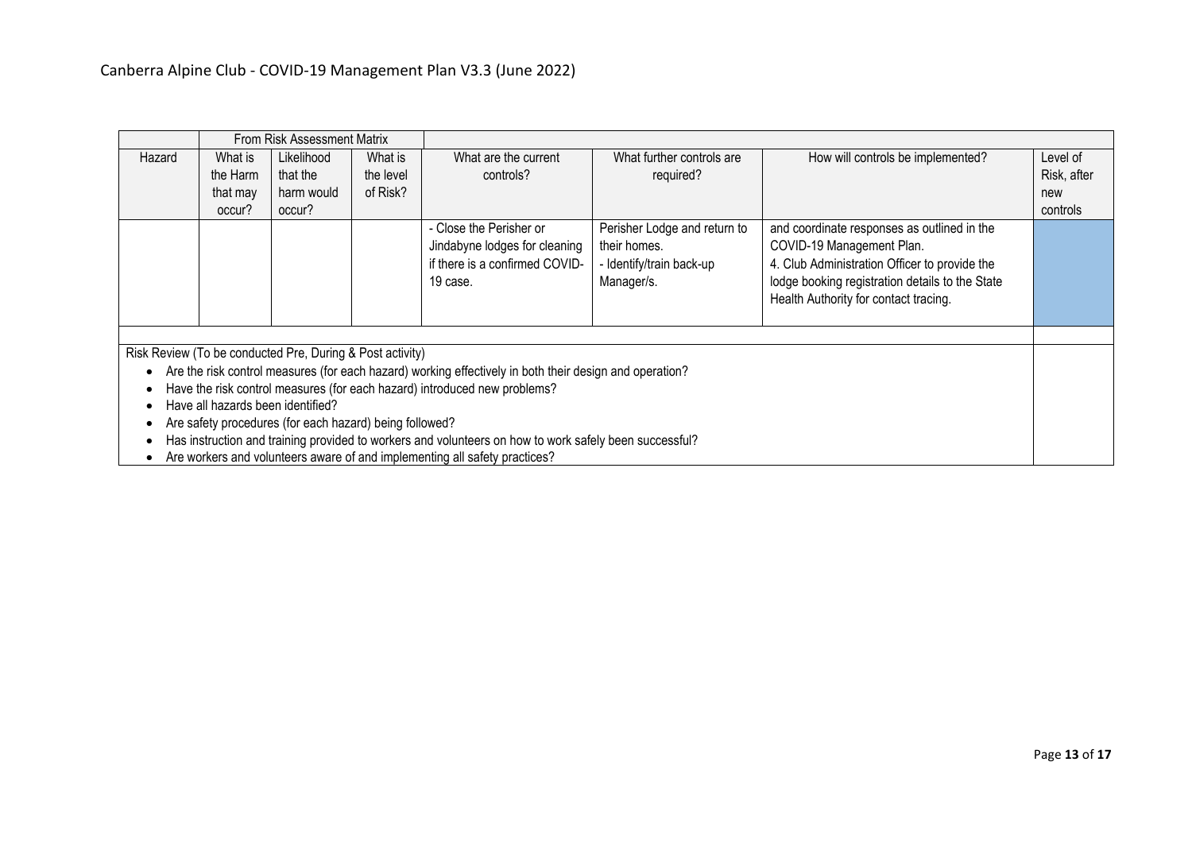| | From Risk Assessment Matrix | | | | | | |
|---|---|---|---|---|---|---|---|
| Hazard | What is the Harm that may occur? | Likelihood that the harm would occur? | What is the level of Risk? | What are the current controls? | What further controls are required? | How will controls be implemented? | Level of Risk, after new controls |
| | | | | - Close the Perisher or Jindabyne lodges for cleaning if there is a confirmed COVID-19 case. | Perisher Lodge and return to their homes.<br>- Identify/train back-up Manager/s. | and coordinate responses as outlined in the COVID-19 Management Plan.<br>4. Club Administration Officer to provide the lodge booking registration details to the State Health Authority for contact tracing. | |

Risk Review (To be conducted Pre, During & Post activity)

- Are the risk control measures (for each hazard) working effectively in both their design and operation?
- Have the risk control measures (for each hazard) introduced new problems?
- Have all hazards been identified?
- Are safety procedures (for each hazard) being followed?
- Has instruction and training provided to workers and volunteers on how to work safely been successful?
- Are workers and volunteers aware of and implementing all safety practices?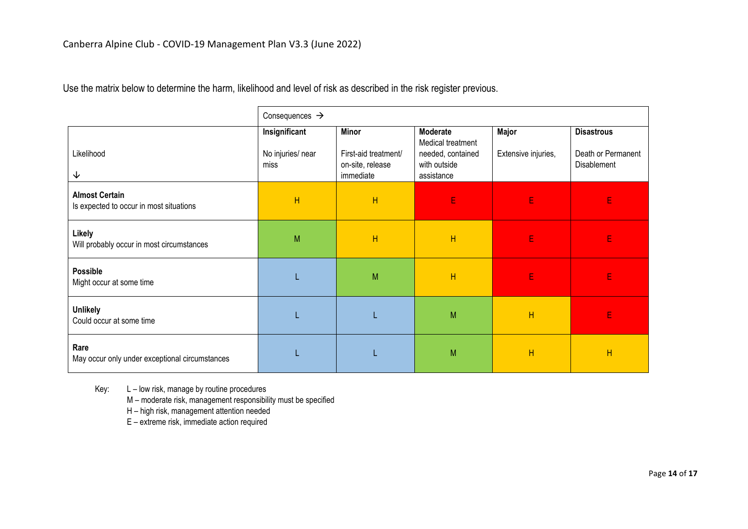Use the matrix below to determine the harm, likelihood and level of risk as described in the risk register previous.

| | Consequences → | | | | |
|---|---|---|---|---|---|
| Likelihood ↓ | **Insignificant** No injuries/ near miss | **Minor** First-aid treatment/ on-site, release immediate | **Moderate** Medical treatment needed, contained with outside assistance | **Major** Extensive injuries, | **Disastrous** Death or Permanent Disablement |
| **Almost Certain** Is expected to occur in most situations | H | H | E | E | E |
| **Likely** Will probably occur in most circumstances | M | H | H | E | E |
| **Possible** Might occur at some time | L | M | H | E | E |
| **Unlikely** Could occur at some time | L | L | M | H | E |
| **Rare** May occur only under exceptional circumstances | L | L | M | H | H |

Key:
- L – low risk, manage by routine procedures
- M – moderate risk, management responsibility must be specified
- H – high risk, management attention needed
- E – extreme risk, immediate action required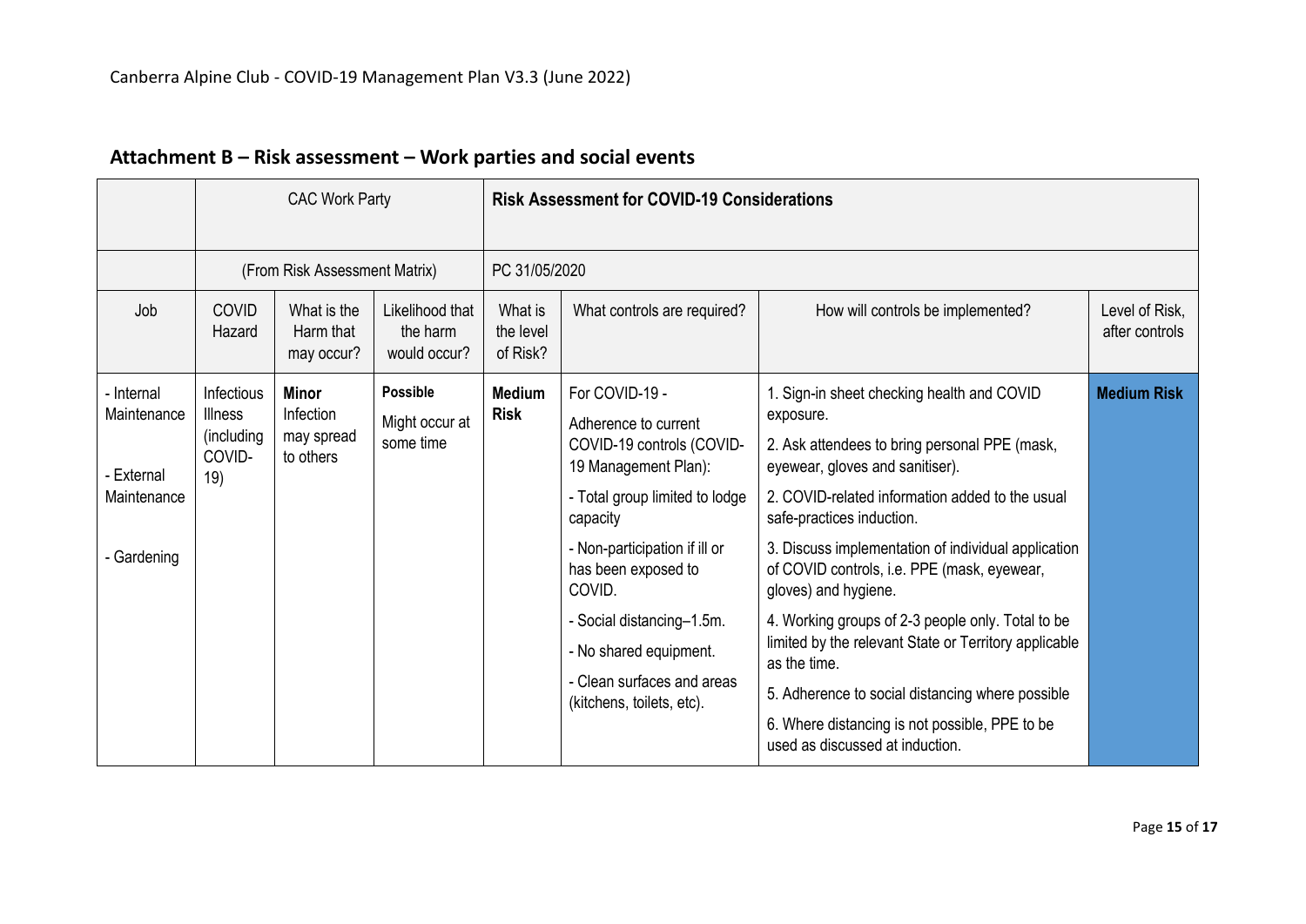## Attachment B – Risk assessment – Work parties and social events

| | CAC Work Party | | | Risk Assessment for COVID-19 Considerations | | | |
|---|---|---|---|---|---|---|---|
| | (From Risk Assessment Matrix) | | | PC 31/05/2020 | | | |
| Job | COVID Hazard | What is the Harm that may occur? | Likelihood that the harm would occur? | What is the level of Risk? | What controls are required? | How will controls be implemented? | Level of Risk, after controls |
| - Internal Maintenance<br><br>- External Maintenance<br><br>- Gardening | Infectious Illness (including COVID-19) | **Minor** Infection may spread to others | **Possible** Might occur at some time | **Medium Risk** | For COVID-19 -<br>Adherence to current COVID-19 controls (COVID-19 Management Plan):<br>- Total group limited to lodge capacity<br>- Non-participation if ill or has been exposed to COVID.<br>- Social distancing–1.5m.<br>- No shared equipment.<br>- Clean surfaces and areas (kitchens, toilets, etc). | 1. Sign-in sheet checking health and COVID exposure.<br>2. Ask attendees to bring personal PPE (mask, eyewear, gloves and sanitiser).<br>2. COVID-related information added to the usual safe-practices induction.<br>3. Discuss implementation of individual application of COVID controls, i.e. PPE (mask, eyewear, gloves) and hygiene.<br>4. Working groups of 2-3 people only. Total to be limited by the relevant State or Territory applicable as the time.<br>5. Adherence to social distancing where possible<br>6. Where distancing is not possible, PPE to be used as discussed at induction. | **Medium Risk** |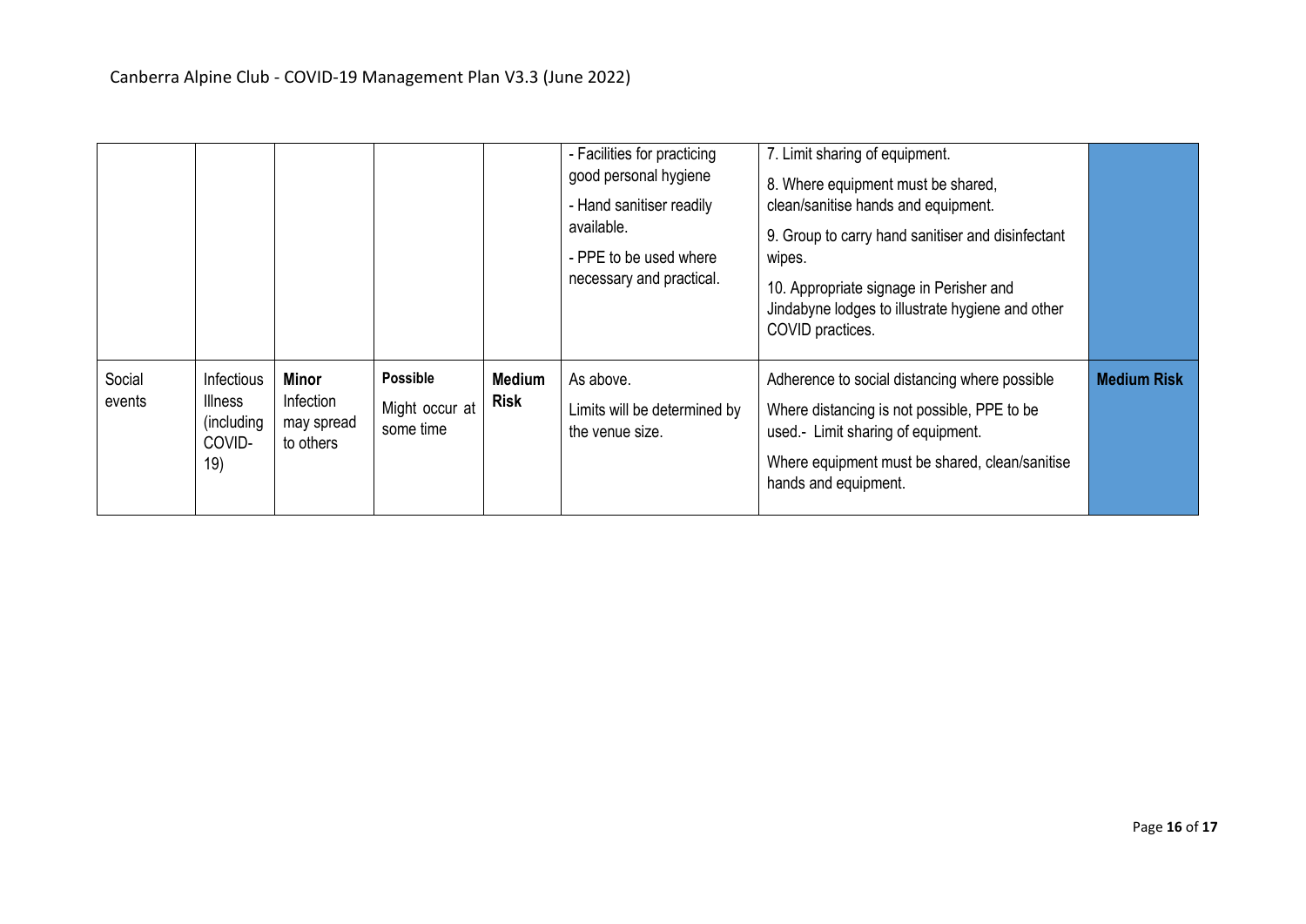| | | | | | | | |
|---|---|---|---|---|---|---|---|
| | | | | | - Facilities for practicing good personal hygiene<br>- Hand sanitiser readily available.<br>- PPE to be used where necessary and practical. | 7. Limit sharing of equipment.<br>8. Where equipment must be shared, clean/sanitise hands and equipment.<br>9. Group to carry hand sanitiser and disinfectant wipes.<br>10. Appropriate signage in Perisher and Jindabyne lodges to illustrate hygiene and other COVID practices. | |
| Social events | Infectious Illness (including COVID-19) | **Minor** Infection may spread to others | **Possible** Might occur at some time | **Medium Risk** | As above.<br>Limits will be determined by the venue size. | Adherence to social distancing where possible<br>Where distancing is not possible, PPE to be used.- Limit sharing of equipment.<br>Where equipment must be shared, clean/sanitise hands and equipment. | **Medium Risk** |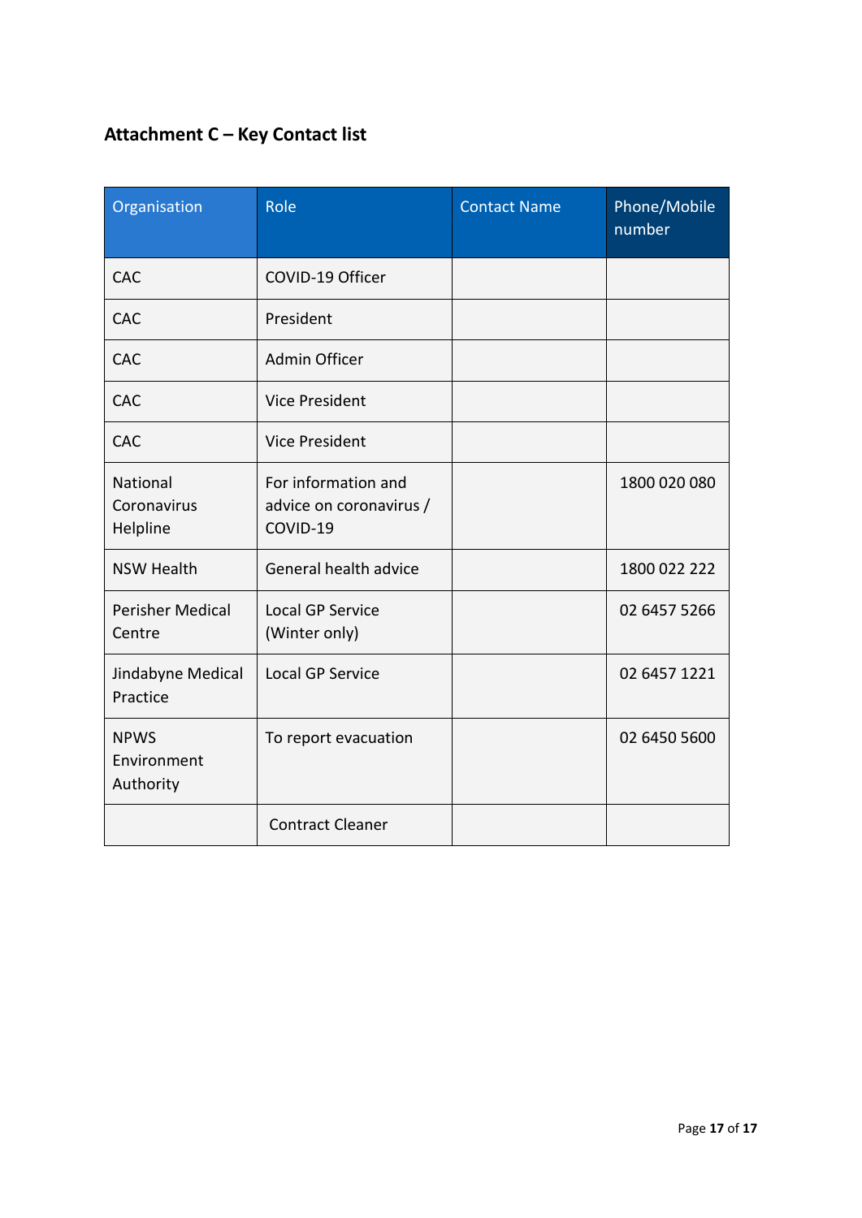## Attachment C – Key Contact list

| Organisation | Role | Contact Name | Phone/Mobile number |
|---|---|---|---|
| CAC | COVID-19 Officer | | |
| CAC | President | | |
| CAC | Admin Officer | | |
| CAC | Vice President | | |
| CAC | Vice President | | |
| National Coronavirus Helpline | For information and advice on coronavirus / COVID-19 | | 1800 020 080 |
| NSW Health | General health advice | | 1800 022 222 |
| Perisher Medical Centre | Local GP Service (Winter only) | | 02 6457 5266 |
| Jindabyne Medical Practice | Local GP Service | | 02 6457 1221 |
| NPWS Environment Authority | To report evacuation | | 02 6450 5600 |
| | Contract Cleaner | | |